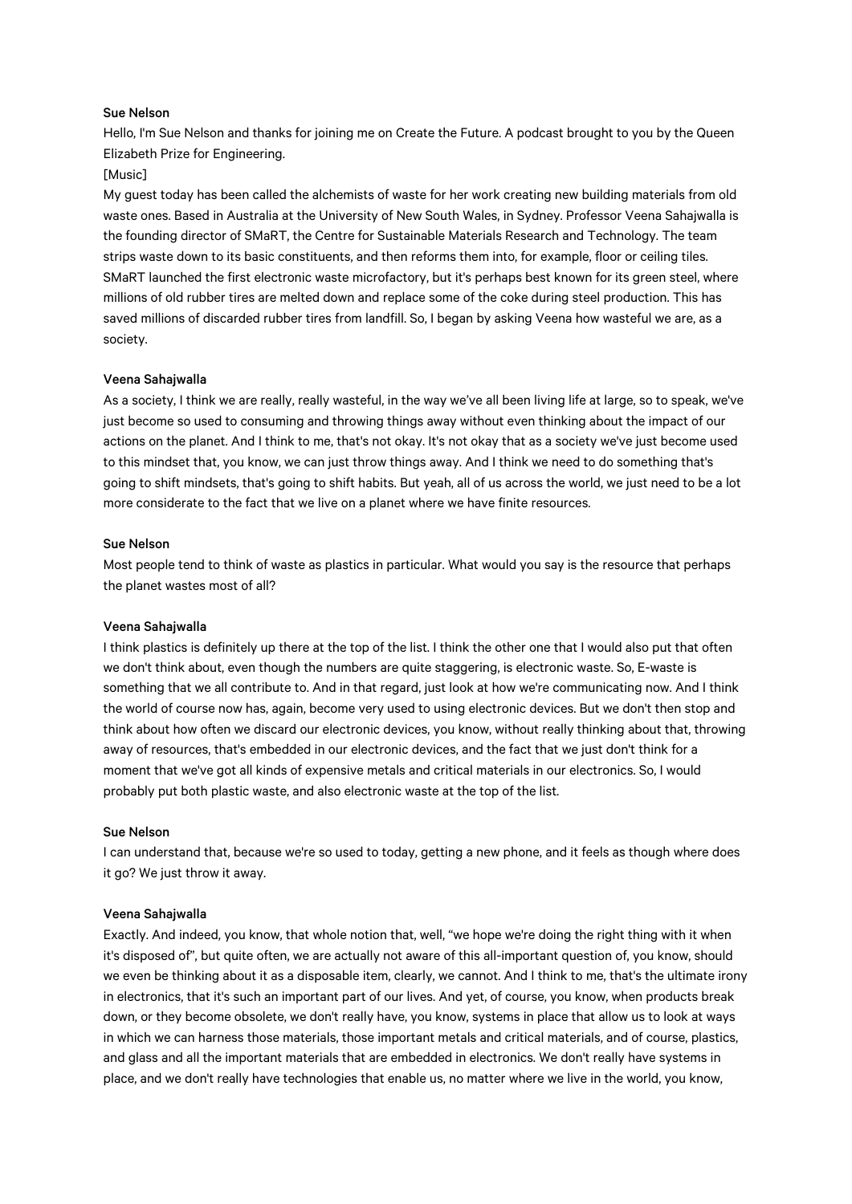**Sue Nelson**

Hello, I'm Sue Nelson and thanks for joining me on Create the Future. A podcast brought to you by the Queen Elizabeth Prize for Engineering.

[Music]

My guest today has been called the alchemists of waste for her work creating new building materials from old waste ones. Based in Australia at the University of New South Wales, in Sydney. Professor Veena Sahajwalla is the founding director of SMaRT, the Centre for Sustainable Materials Research and Technology. The team strips waste down to its basic constituents, and then reforms them into, for example, floor or ceiling tiles. SMaRT launched the first electronic waste microfactory, but it's perhaps best known for its green steel, where millions of old rubber tires are melted down and replace some of the coke during steel production. This has saved millions of discarded rubber tires from landfill. So, I began by asking Veena how wasteful we are, as a society.

**Veena Sahajwalla**

As a society, I think we are really, really wasteful, in the way we've all been living life at large, so to speak, we've just become so used to consuming and throwing things away without even thinking about the impact of our actions on the planet. And I think to me, that's not okay. It's not okay that as a society we've just become used to this mindset that, you know, we can just throw things away. And I think we need to do something that's going to shift mindsets, that's going to shift habits. But yeah, all of us across the world, we just need to be a lot more considerate to the fact that we live on a planet where we have finite resources.

**Sue Nelson**

Most people tend to think of waste as plastics in particular. What would you say is the resource that perhaps the planet wastes most of all?

**Veena Sahajwalla**

I think plastics is definitely up there at the top of the list. I think the other one that I would also put that often we don't think about, even though the numbers are quite staggering, is electronic waste. So, E-waste is something that we all contribute to. And in that regard, just look at how we're communicating now. And I think the world of course now has, again, become very used to using electronic devices. But we don't then stop and think about how often we discard our electronic devices, you know, without really thinking about that, throwing away of resources, that's embedded in our electronic devices, and the fact that we just don't think for a moment that we've got all kinds of expensive metals and critical materials in our electronics. So, I would probably put both plastic waste, and also electronic waste at the top of the list.

**Sue Nelson**

I can understand that, because we're so used to today, getting a new phone, and it feels as though where does it go? We just throw it away.

**Veena Sahajwalla**

Exactly. And indeed, you know, that whole notion that, well, "we hope we're doing the right thing with it when it's disposed of", but quite often, we are actually not aware of this all-important question of, you know, should we even be thinking about it as a disposable item, clearly, we cannot. And I think to me, that's the ultimate irony in electronics, that it's such an important part of our lives. And yet, of course, you know, when products break down, or they become obsolete, we don't really have, you know, systems in place that allow us to look at ways in which we can harness those materials, those important metals and critical materials, and of course, plastics, and glass and all the important materials that are embedded in electronics. We don't really have systems in place, and we don't really have technologies that enable us, no matter where we live in the world, you know,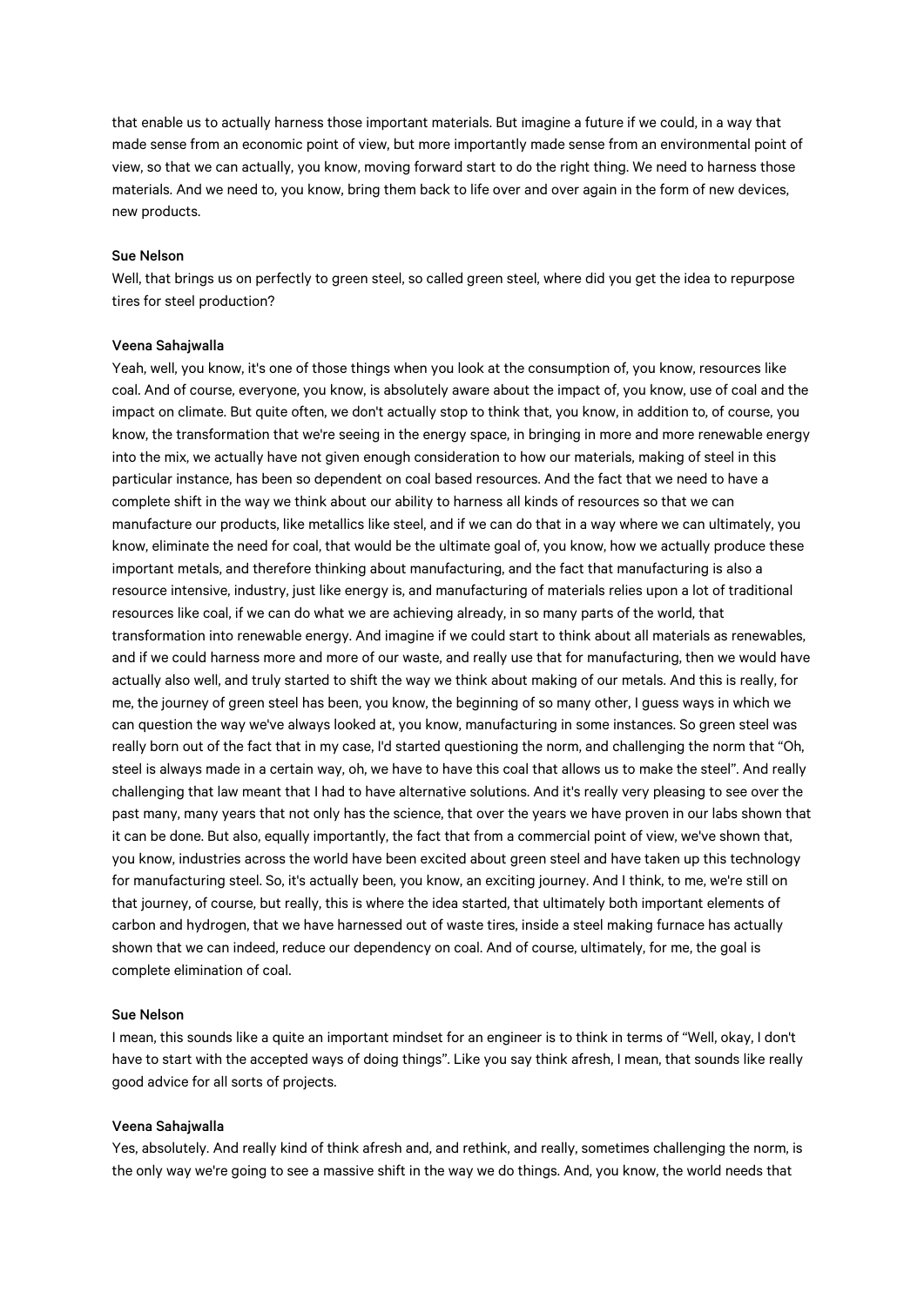that enable us to actually harness those important materials. But imagine a future if we could, in a way that made sense from an economic point of view, but more importantly made sense from an environmental point of view, so that we can actually, you know, moving forward start to do the right thing. We need to harness those materials. And we need to, you know, bring them back to life over and over again in the form of new devices, new products.

**Sue Nelson**

Well, that brings us on perfectly to green steel, so called green steel, where did you get the idea to repurpose tires for steel production?

**Veena Sahajwalla**

Yeah, well, you know, it's one of those things when you look at the consumption of, you know, resources like coal. And of course, everyone, you know, is absolutely aware about the impact of, you know, use of coal and the impact on climate. But quite often, we don't actually stop to think that, you know, in addition to, of course, you know, the transformation that we're seeing in the energy space, in bringing in more and more renewable energy into the mix, we actually have not given enough consideration to how our materials, making of steel in this particular instance, has been so dependent on coal based resources. And the fact that we need to have a complete shift in the way we think about our ability to harness all kinds of resources so that we can manufacture our products, like metallics like steel, and if we can do that in a way where we can ultimately, you know, eliminate the need for coal, that would be the ultimate goal of, you know, how we actually produce these important metals, and therefore thinking about manufacturing, and the fact that manufacturing is also a resource intensive, industry, just like energy is, and manufacturing of materials relies upon a lot of traditional resources like coal, if we can do what we are achieving already, in so many parts of the world, that transformation into renewable energy. And imagine if we could start to think about all materials as renewables, and if we could harness more and more of our waste, and really use that for manufacturing, then we would have actually also well, and truly started to shift the way we think about making of our metals. And this is really, for me, the journey of green steel has been, you know, the beginning of so many other, I guess ways in which we can question the way we've always looked at, you know, manufacturing in some instances. So green steel was really born out of the fact that in my case, I'd started questioning the norm, and challenging the norm that "Oh, steel is always made in a certain way, oh, we have to have this coal that allows us to make the steel". And really challenging that law meant that I had to have alternative solutions. And it's really very pleasing to see over the past many, many years that not only has the science, that over the years we have proven in our labs shown that it can be done. But also, equally importantly, the fact that from a commercial point of view, we've shown that, you know, industries across the world have been excited about green steel and have taken up this technology for manufacturing steel. So, it's actually been, you know, an exciting journey. And I think, to me, we're still on that journey, of course, but really, this is where the idea started, that ultimately both important elements of carbon and hydrogen, that we have harnessed out of waste tires, inside a steel making furnace has actually shown that we can indeed, reduce our dependency on coal. And of course, ultimately, for me, the goal is complete elimination of coal.

**Sue Nelson**

I mean, this sounds like a quite an important mindset for an engineer is to think in terms of "Well, okay, I don't have to start with the accepted ways of doing things". Like you say think afresh, I mean, that sounds like really good advice for all sorts of projects.

**Veena Sahajwalla**

Yes, absolutely. And really kind of think afresh and, and rethink, and really, sometimes challenging the norm, is the only way we're going to see a massive shift in the way we do things. And, you know, the world needs that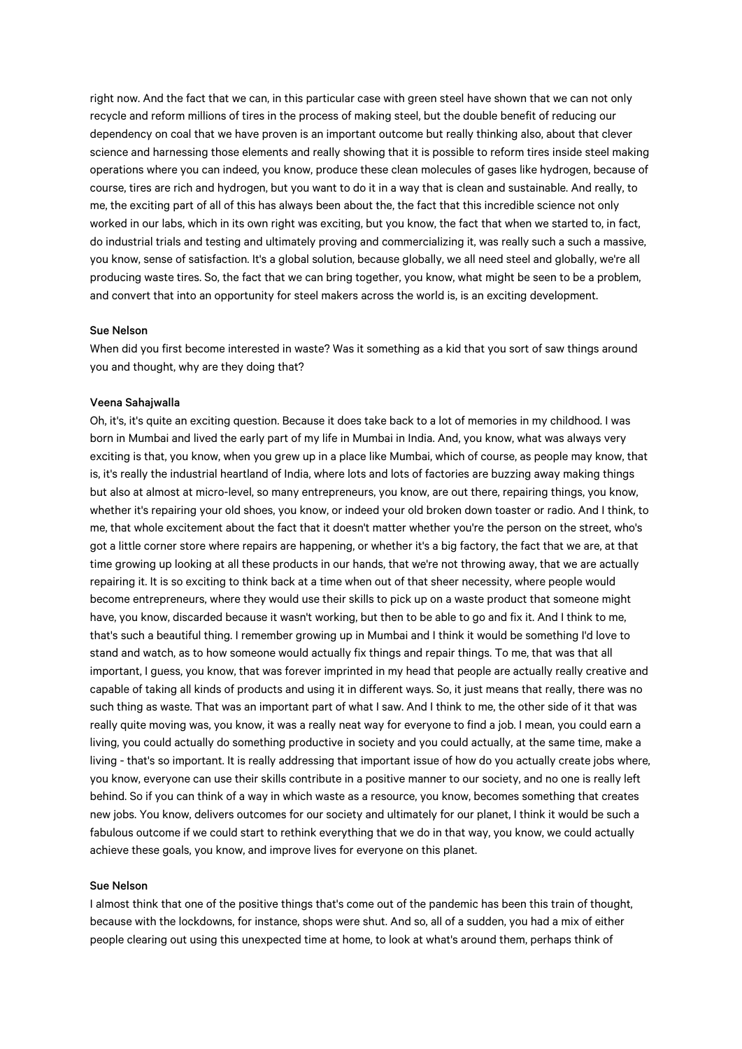right now. And the fact that we can, in this particular case with green steel have shown that we can not only recycle and reform millions of tires in the process of making steel, but the double benefit of reducing our dependency on coal that we have proven is an important outcome but really thinking also, about that clever science and harnessing those elements and really showing that it is possible to reform tires inside steel making operations where you can indeed, you know, produce these clean molecules of gases like hydrogen, because of course, tires are rich and hydrogen, but you want to do it in a way that is clean and sustainable. And really, to me, the exciting part of all of this has always been about the, the fact that this incredible science not only worked in our labs, which in its own right was exciting, but you know, the fact that when we started to, in fact, do industrial trials and testing and ultimately proving and commercializing it, was really such a such a massive, you know, sense of satisfaction. It's a global solution, because globally, we all need steel and globally, we're all producing waste tires. So, the fact that we can bring together, you know, what might be seen to be a problem, and convert that into an opportunity for steel makers across the world is, is an exciting development.

**Sue Nelson**
When did you first become interested in waste? Was it something as a kid that you sort of saw things around you and thought, why are they doing that?

**Veena Sahajwalla**
Oh, it's, it's quite an exciting question. Because it does take back to a lot of memories in my childhood. I was born in Mumbai and lived the early part of my life in Mumbai in India. And, you know, what was always very exciting is that, you know, when you grew up in a place like Mumbai, which of course, as people may know, that is, it's really the industrial heartland of India, where lots and lots of factories are buzzing away making things but also at almost at micro-level, so many entrepreneurs, you know, are out there, repairing things, you know, whether it's repairing your old shoes, you know, or indeed your old broken down toaster or radio. And I think, to me, that whole excitement about the fact that it doesn't matter whether you're the person on the street, who's got a little corner store where repairs are happening, or whether it's a big factory, the fact that we are, at that time growing up looking at all these products in our hands, that we're not throwing away, that we are actually repairing it. It is so exciting to think back at a time when out of that sheer necessity, where people would become entrepreneurs, where they would use their skills to pick up on a waste product that someone might have, you know, discarded because it wasn't working, but then to be able to go and fix it. And I think to me, that's such a beautiful thing. I remember growing up in Mumbai and I think it would be something I'd love to stand and watch, as to how someone would actually fix things and repair things. To me, that was that all important, I guess, you know, that was forever imprinted in my head that people are actually really creative and capable of taking all kinds of products and using it in different ways. So, it just means that really, there was no such thing as waste. That was an important part of what I saw. And I think to me, the other side of it that was really quite moving was, you know, it was a really neat way for everyone to find a job. I mean, you could earn a living, you could actually do something productive in society and you could actually, at the same time, make a living - that's so important. It is really addressing that important issue of how do you actually create jobs where, you know, everyone can use their skills contribute in a positive manner to our society, and no one is really left behind. So if you can think of a way in which waste as a resource, you know, becomes something that creates new jobs. You know, delivers outcomes for our society and ultimately for our planet, I think it would be such a fabulous outcome if we could start to rethink everything that we do in that way, you know, we could actually achieve these goals, you know, and improve lives for everyone on this planet.

**Sue Nelson**
I almost think that one of the positive things that's come out of the pandemic has been this train of thought, because with the lockdowns, for instance, shops were shut. And so, all of a sudden, you had a mix of either people clearing out using this unexpected time at home, to look at what's around them, perhaps think of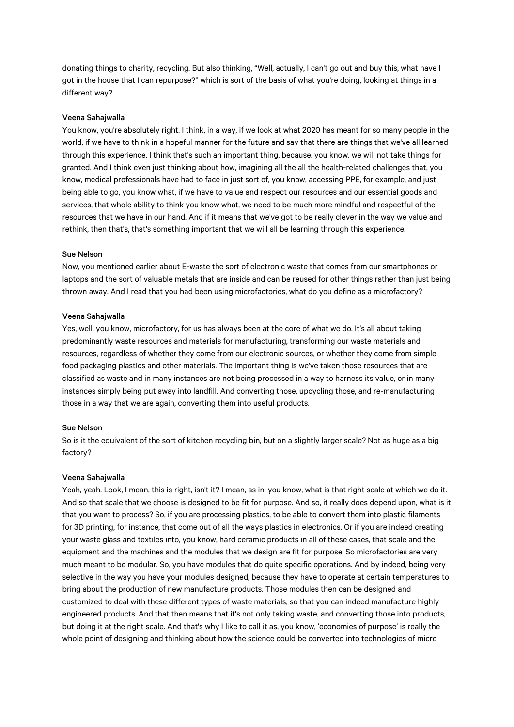donating things to charity, recycling. But also thinking, "Well, actually, I can't go out and buy this, what have I got in the house that I can repurpose?" which is sort of the basis of what you're doing, looking at things in a different way?

**Veena Sahajwalla**

You know, you're absolutely right. I think, in a way, if we look at what 2020 has meant for so many people in the world, if we have to think in a hopeful manner for the future and say that there are things that we've all learned through this experience. I think that's such an important thing, because, you know, we will not take things for granted. And I think even just thinking about how, imagining all the all the health-related challenges that, you know, medical professionals have had to face in just sort of, you know, accessing PPE, for example, and just being able to go, you know what, if we have to value and respect our resources and our essential goods and services, that whole ability to think you know what, we need to be much more mindful and respectful of the resources that we have in our hand. And if it means that we've got to be really clever in the way we value and rethink, then that's, that's something important that we will all be learning through this experience.

**Sue Nelson**

Now, you mentioned earlier about E-waste the sort of electronic waste that comes from our smartphones or laptops and the sort of valuable metals that are inside and can be reused for other things rather than just being thrown away. And I read that you had been using microfactories, what do you define as a microfactory?

**Veena Sahajwalla**

Yes, well, you know, microfactory, for us has always been at the core of what we do. It's all about taking predominantly waste resources and materials for manufacturing, transforming our waste materials and resources, regardless of whether they come from our electronic sources, or whether they come from simple food packaging plastics and other materials. The important thing is we've taken those resources that are classified as waste and in many instances are not being processed in a way to harness its value, or in many instances simply being put away into landfill. And converting those, upcycling those, and re-manufacturing those in a way that we are again, converting them into useful products.

**Sue Nelson**

So is it the equivalent of the sort of kitchen recycling bin, but on a slightly larger scale? Not as huge as a big factory?

**Veena Sahajwalla**

Yeah, yeah. Look, I mean, this is right, isn't it? I mean, as in, you know, what is that right scale at which we do it. And so that scale that we choose is designed to be fit for purpose. And so, it really does depend upon, what is it that you want to process? So, if you are processing plastics, to be able to convert them into plastic filaments for 3D printing, for instance, that come out of all the ways plastics in electronics. Or if you are indeed creating your waste glass and textiles into, you know, hard ceramic products in all of these cases, that scale and the equipment and the machines and the modules that we design are fit for purpose. So microfactories are very much meant to be modular. So, you have modules that do quite specific operations. And by indeed, being very selective in the way you have your modules designed, because they have to operate at certain temperatures to bring about the production of new manufacture products. Those modules then can be designed and customized to deal with these different types of waste materials, so that you can indeed manufacture highly engineered products. And that then means that it's not only taking waste, and converting those into products, but doing it at the right scale. And that's why I like to call it as, you know, 'economies of purpose' is really the whole point of designing and thinking about how the science could be converted into technologies of micro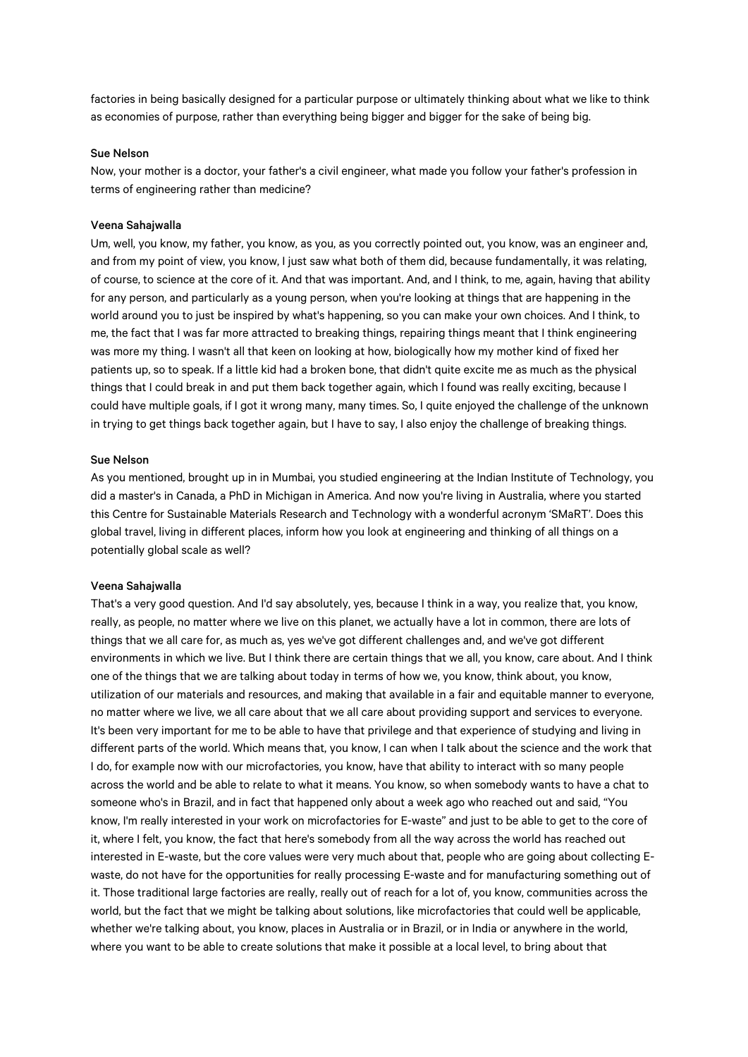factories in being basically designed for a particular purpose or ultimately thinking about what we like to think as economies of purpose, rather than everything being bigger and bigger for the sake of being big.

**Sue Nelson**

Now, your mother is a doctor, your father's a civil engineer, what made you follow your father's profession in terms of engineering rather than medicine?

**Veena Sahajwalla**

Um, well, you know, my father, you know, as you, as you correctly pointed out, you know, was an engineer and, and from my point of view, you know, I just saw what both of them did, because fundamentally, it was relating, of course, to science at the core of it. And that was important. And, and I think, to me, again, having that ability for any person, and particularly as a young person, when you're looking at things that are happening in the world around you to just be inspired by what's happening, so you can make your own choices. And I think, to me, the fact that I was far more attracted to breaking things, repairing things meant that I think engineering was more my thing. I wasn't all that keen on looking at how, biologically how my mother kind of fixed her patients up, so to speak. If a little kid had a broken bone, that didn't quite excite me as much as the physical things that I could break in and put them back together again, which I found was really exciting, because I could have multiple goals, if I got it wrong many, many times. So, I quite enjoyed the challenge of the unknown in trying to get things back together again, but I have to say, I also enjoy the challenge of breaking things.

**Sue Nelson**

As you mentioned, brought up in in Mumbai, you studied engineering at the Indian Institute of Technology, you did a master's in Canada, a PhD in Michigan in America. And now you're living in Australia, where you started this Centre for Sustainable Materials Research and Technology with a wonderful acronym 'SMaRT'. Does this global travel, living in different places, inform how you look at engineering and thinking of all things on a potentially global scale as well?

**Veena Sahajwalla**

That's a very good question. And I'd say absolutely, yes, because I think in a way, you realize that, you know, really, as people, no matter where we live on this planet, we actually have a lot in common, there are lots of things that we all care for, as much as, yes we've got different challenges and, and we've got different environments in which we live. But I think there are certain things that we all, you know, care about. And I think one of the things that we are talking about today in terms of how we, you know, think about, you know, utilization of our materials and resources, and making that available in a fair and equitable manner to everyone, no matter where we live, we all care about that we all care about providing support and services to everyone. It's been very important for me to be able to have that privilege and that experience of studying and living in different parts of the world. Which means that, you know, I can when I talk about the science and the work that I do, for example now with our microfactories, you know, have that ability to interact with so many people across the world and be able to relate to what it means. You know, so when somebody wants to have a chat to someone who's in Brazil, and in fact that happened only about a week ago who reached out and said, "You know, I'm really interested in your work on microfactories for E-waste" and just to be able to get to the core of it, where I felt, you know, the fact that here's somebody from all the way across the world has reached out interested in E-waste, but the core values were very much about that, people who are going about collecting E-waste, do not have for the opportunities for really processing E-waste and for manufacturing something out of it. Those traditional large factories are really, really out of reach for a lot of, you know, communities across the world, but the fact that we might be talking about solutions, like microfactories that could well be applicable, whether we're talking about, you know, places in Australia or in Brazil, or in India or anywhere in the world, where you want to be able to create solutions that make it possible at a local level, to bring about that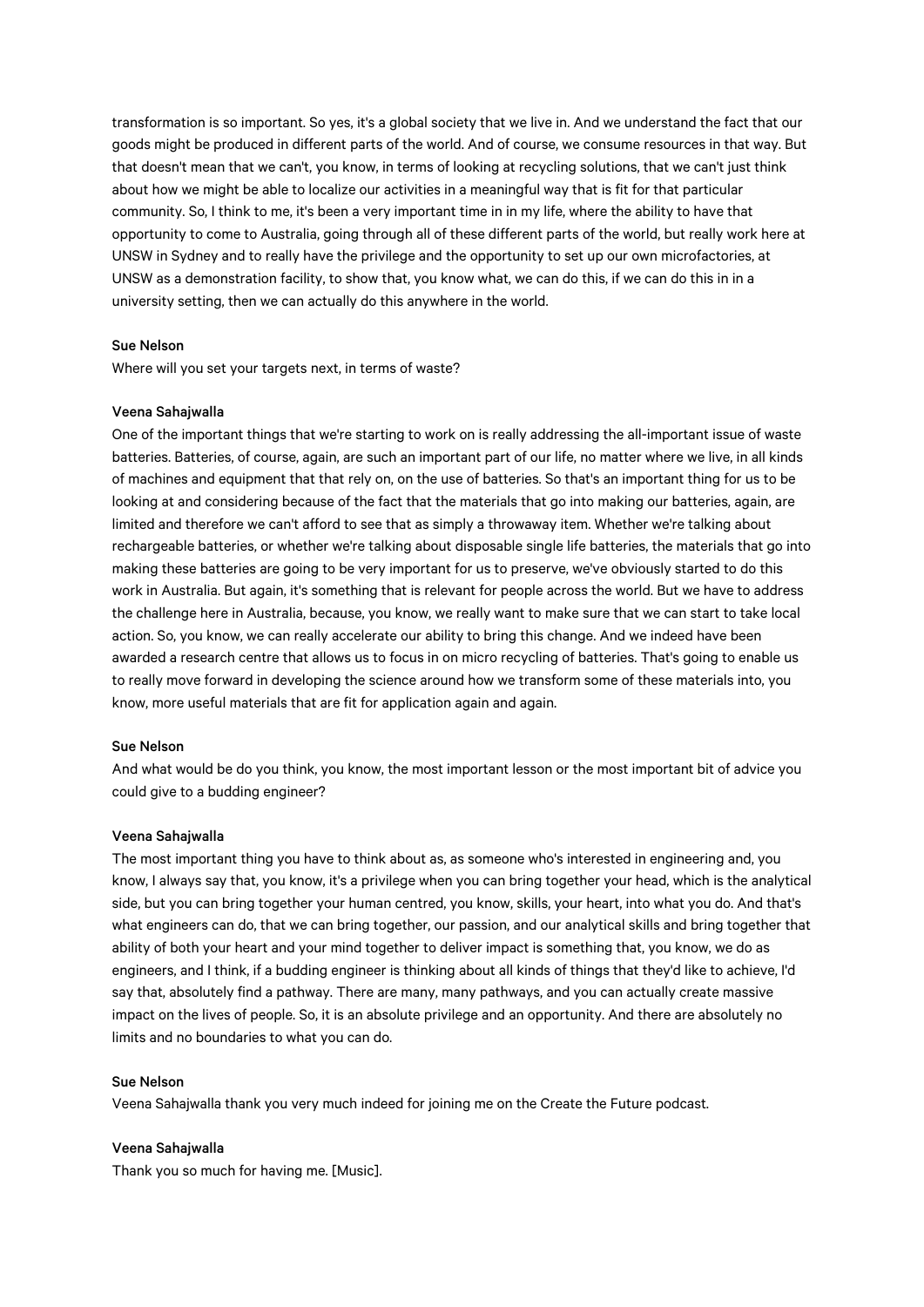transformation is so important. So yes, it's a global society that we live in. And we understand the fact that our goods might be produced in different parts of the world. And of course, we consume resources in that way. But that doesn't mean that we can't, you know, in terms of looking at recycling solutions, that we can't just think about how we might be able to localize our activities in a meaningful way that is fit for that particular community. So, I think to me, it's been a very important time in in my life, where the ability to have that opportunity to come to Australia, going through all of these different parts of the world, but really work here at UNSW in Sydney and to really have the privilege and the opportunity to set up our own microfactories, at UNSW as a demonstration facility, to show that, you know what, we can do this, if we can do this in in a university setting, then we can actually do this anywhere in the world.

**Sue Nelson**

Where will you set your targets next, in terms of waste?

**Veena Sahajwalla**

One of the important things that we're starting to work on is really addressing the all-important issue of waste batteries. Batteries, of course, again, are such an important part of our life, no matter where we live, in all kinds of machines and equipment that that rely on, on the use of batteries. So that's an important thing for us to be looking at and considering because of the fact that the materials that go into making our batteries, again, are limited and therefore we can't afford to see that as simply a throwaway item. Whether we're talking about rechargeable batteries, or whether we're talking about disposable single life batteries, the materials that go into making these batteries are going to be very important for us to preserve, we've obviously started to do this work in Australia. But again, it's something that is relevant for people across the world. But we have to address the challenge here in Australia, because, you know, we really want to make sure that we can start to take local action. So, you know, we can really accelerate our ability to bring this change. And we indeed have been awarded a research centre that allows us to focus in on micro recycling of batteries. That's going to enable us to really move forward in developing the science around how we transform some of these materials into, you know, more useful materials that are fit for application again and again.

**Sue Nelson**

And what would be do you think, you know, the most important lesson or the most important bit of advice you could give to a budding engineer?

**Veena Sahajwalla**

The most important thing you have to think about as, as someone who's interested in engineering and, you know, I always say that, you know, it's a privilege when you can bring together your head, which is the analytical side, but you can bring together your human centred, you know, skills, your heart, into what you do. And that's what engineers can do, that we can bring together, our passion, and our analytical skills and bring together that ability of both your heart and your mind together to deliver impact is something that, you know, we do as engineers, and I think, if a budding engineer is thinking about all kinds of things that they'd like to achieve, I'd say that, absolutely find a pathway. There are many, many pathways, and you can actually create massive impact on the lives of people. So, it is an absolute privilege and an opportunity. And there are absolutely no limits and no boundaries to what you can do.

**Sue Nelson**

Veena Sahajwalla thank you very much indeed for joining me on the Create the Future podcast.

**Veena Sahajwalla**

Thank you so much for having me. [Music].